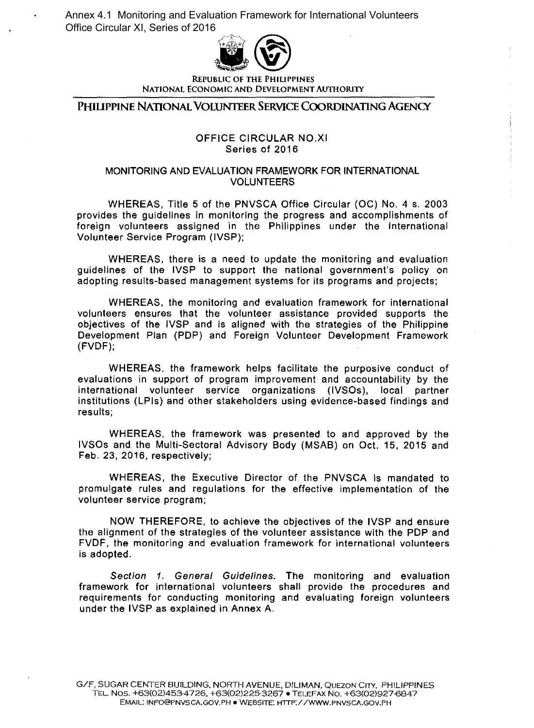Annex 4.1 Monitoring and Evaluation Framework for International Volunteers
Office Circular XI, Series of 2016

REPUBLIC OF THE PHILIPPINES
NATIONAL ECONOMIC AND DEVELOPMENT AUTHORITY

# PHILIPPINE NATIONAL VOLUNTEER SERVICE COORDINATING AGENCY

## OFFICE CIRCULAR NO.XI
Series of 2016

## MONITORING AND EVALUATION FRAMEWORK FOR INTERNATIONAL VOLUNTEERS

WHEREAS, Title 5 of the PNVSCA Office Circular (OC) No. 4 s. 2003 provides the guidelines in monitoring the progress and accomplishments of foreign volunteers assigned in the Philippines under the International Volunteer Service Program (IVSP);

WHEREAS, there is a need to update the monitoring and evaluation guidelines of the IVSP to support the national government's policy on adopting results-based management systems for its programs and projects;

WHEREAS, the monitoring and evaluation framework for international volunteers ensures that the volunteer assistance provided supports the objectives of the IVSP and is aligned with the strategies of the Philippine Development Plan (PDP) and Foreign Volunteer Development Framework (FVDF);

WHEREAS, the framework helps facilitate the purposive conduct of evaluations in support of program improvement and accountability by the international volunteer service organizations (IVSOs), local partner institutions (LPIs) and other stakeholders using evidence-based findings and results;

WHEREAS, the framework was presented to and approved by the IVSOs and the Multi-Sectoral Advisory Body (MSAB) on Oct. 15, 2015 and Feb. 23, 2016, respectively;

WHEREAS, the Executive Director of the PNVSCA is mandated to promulgate rules and regulations for the effective implementation of the volunteer service program;

NOW THEREFORE, to achieve the objectives of the IVSP and ensure the alignment of the strategies of the volunteer assistance with the PDP and FVDF, the monitoring and evaluation framework for international volunteers is adopted.

*Section 1. General Guidelines.* The monitoring and evaluation framework for international volunteers shall provide the procedures and requirements for conducting monitoring and evaluating foreign volunteers under the IVSP as explained in Annex A.

G/F, SUGAR CENTER BUILDING, NORTH AVENUE, DILIMAN, QUEZON CITY, PHILIPPINES
TEL. NOS. +63(02)453-4726, +63(02)225-3267 • TELEFAX NO. +63(02)927-6847
EMAIL: INFO@PNVSCA.GOV.PH • WEBSITE: HTTP://WWW.PNVSCA.GOV.PH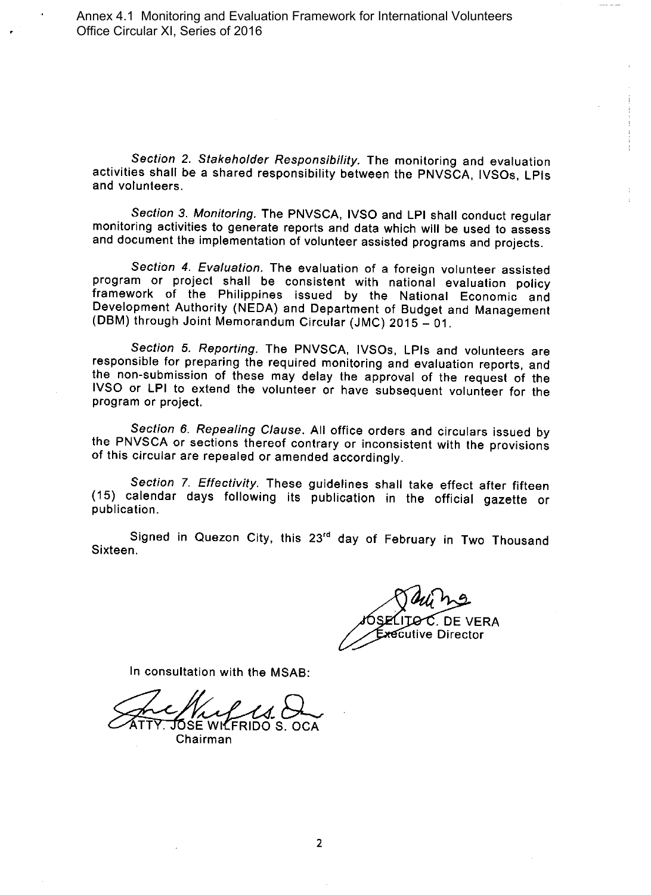*Section 2. Stakeholder Responsibility.* The monitoring and evaluation activities shall be a shared responsibility between the PNVSCA, IVSOs, LPIs and volunteers.

*Section 3. Monitoring.* The PNVSCA, IVSO and LPI shall conduct regular monitoring activities to generate reports and data which will be used to assess and document the implementation of volunteer assisted programs and projects.

*Section 4. Evaluation.* The evaluation of a foreign volunteer assisted program or project shall be consistent with national evaluation policy framework of the Philippines issued by the National Economic and Development Authority (NEDA) and Department of Budget and Management (DBM) through Joint Memorandum Circular (JMC) 2015 – 01.

*Section 5. Reporting.* The PNVSCA, IVSOs, LPIs and volunteers are responsible for preparing the required monitoring and evaluation reports, and the non-submission of these may delay the approval of the request of the IVSO or LPI to extend the volunteer or have subsequent volunteer for the program or project.

*Section 6. Repealing Clause.* All office orders and circulars issued by the PNVSCA or sections thereof contrary or inconsistent with the provisions of this circular are repealed or amended accordingly.

*Section 7. Effectivity.* These guidelines shall take effect after fifteen (15) calendar days following its publication in the official gazette or publication.

Signed in Quezon City, this 23rd day of February in Two Thousand Sixteen.

JOSELITO C. DE VERA
Executive Director

In consultation with the MSAB:

ATTY. JOSE WILFRIDO S. OCA
Chairman